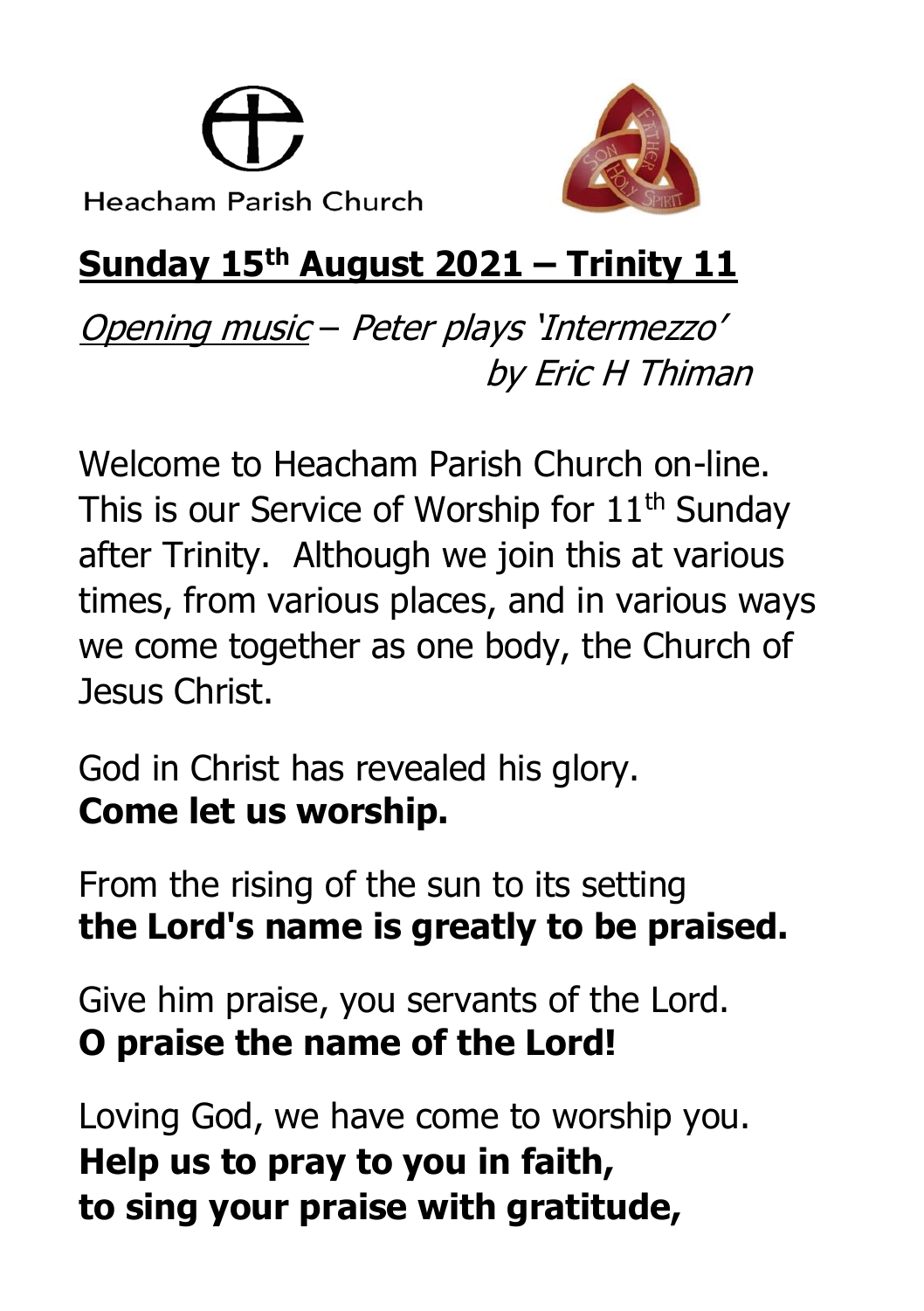Heacham Parish Church

# Sunday 15th August 2021 – Trinity 11

*Opening music – Peter plays 'Intermezzo' by Eric H Thiman*

Welcome to Heacham Parish Church on-line. This is our Service of Worship for 11th Sunday after Trinity. Although we join this at various times, from various places, and in various ways we come together as one body, the Church of Jesus Christ.

God in Christ has revealed his glory.
**Come let us worship.**

From the rising of the sun to its setting
**the Lord's name is greatly to be praised.**

Give him praise, you servants of the Lord.
**O praise the name of the Lord!**

Loving God, we have come to worship you.
**Help us to pray to you in faith,**
**to sing your praise with gratitude,**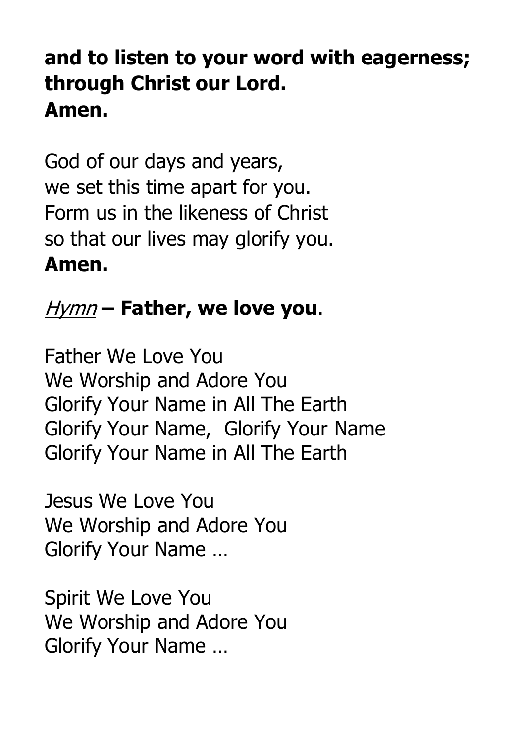**and to listen to your word with eagerness;**
**through Christ our Lord.**
**Amen.**

God of our days and years,
we set this time apart for you.
Form us in the likeness of Christ
so that our lives may glorify you.
**Amen.**

*Hymn* **– Father, we love you**.

Father We Love You
We Worship and Adore You
Glorify Your Name in All The Earth
Glorify Your Name, Glorify Your Name
Glorify Your Name in All The Earth

Jesus We Love You
We Worship and Adore You
Glorify Your Name …

Spirit We Love You
We Worship and Adore You
Glorify Your Name …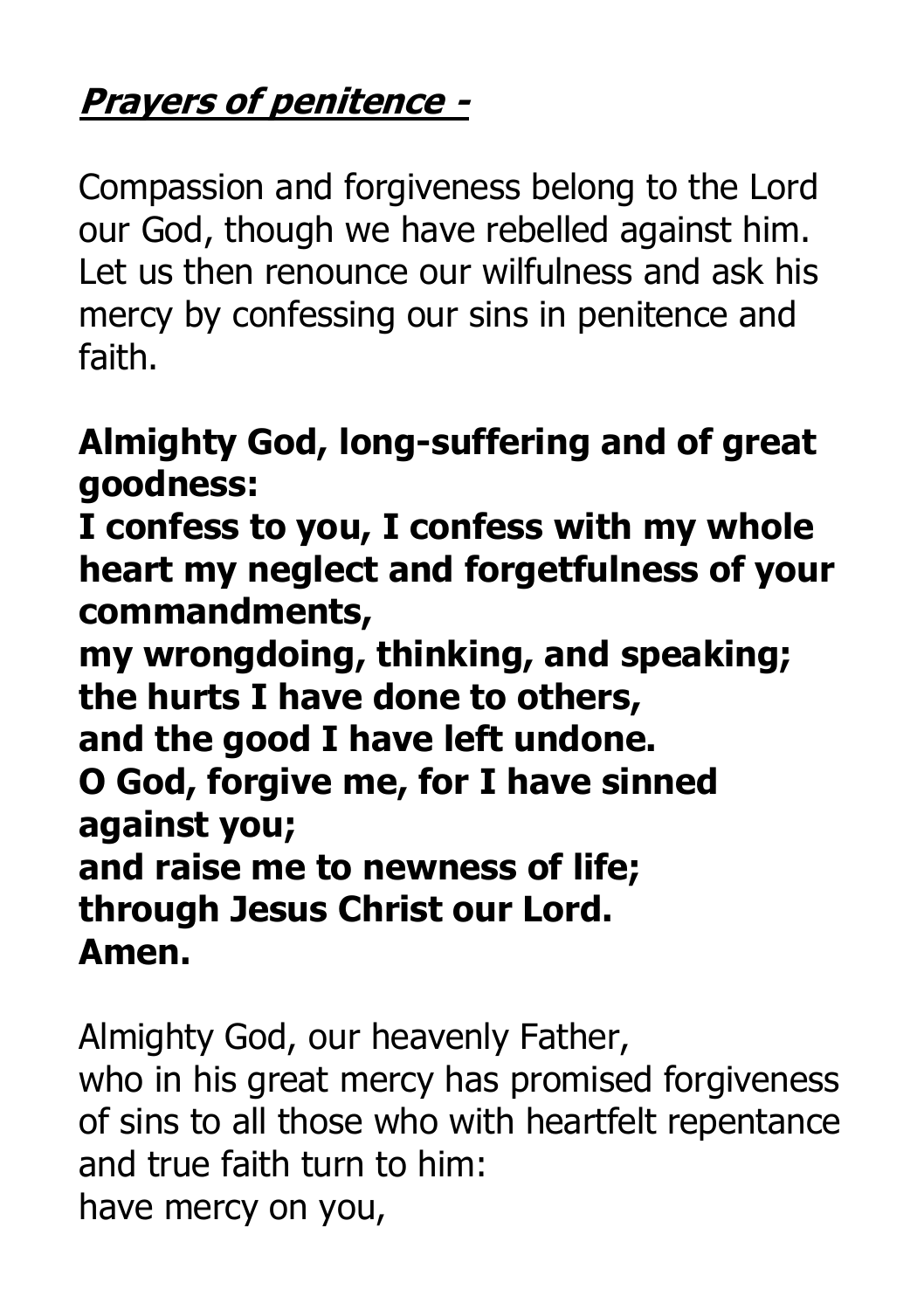***Prayers of penitence -***

Compassion and forgiveness belong to the Lord our God, though we have rebelled against him. Let us then renounce our wilfulness and ask his mercy by confessing our sins in penitence and faith.

**Almighty God, long-suffering and of great goodness:**
**I confess to you, I confess with my whole heart my neglect and forgetfulness of your commandments,**
**my wrongdoing, thinking, and speaking;**
**the hurts I have done to others,**
**and the good I have left undone.**
**O God, forgive me, for I have sinned against you;**
**and raise me to newness of life;**
**through Jesus Christ our Lord.**
**Amen.**

Almighty God, our heavenly Father,
who in his great mercy has promised forgiveness of sins to all those who with heartfelt repentance and true faith turn to him:
have mercy on you,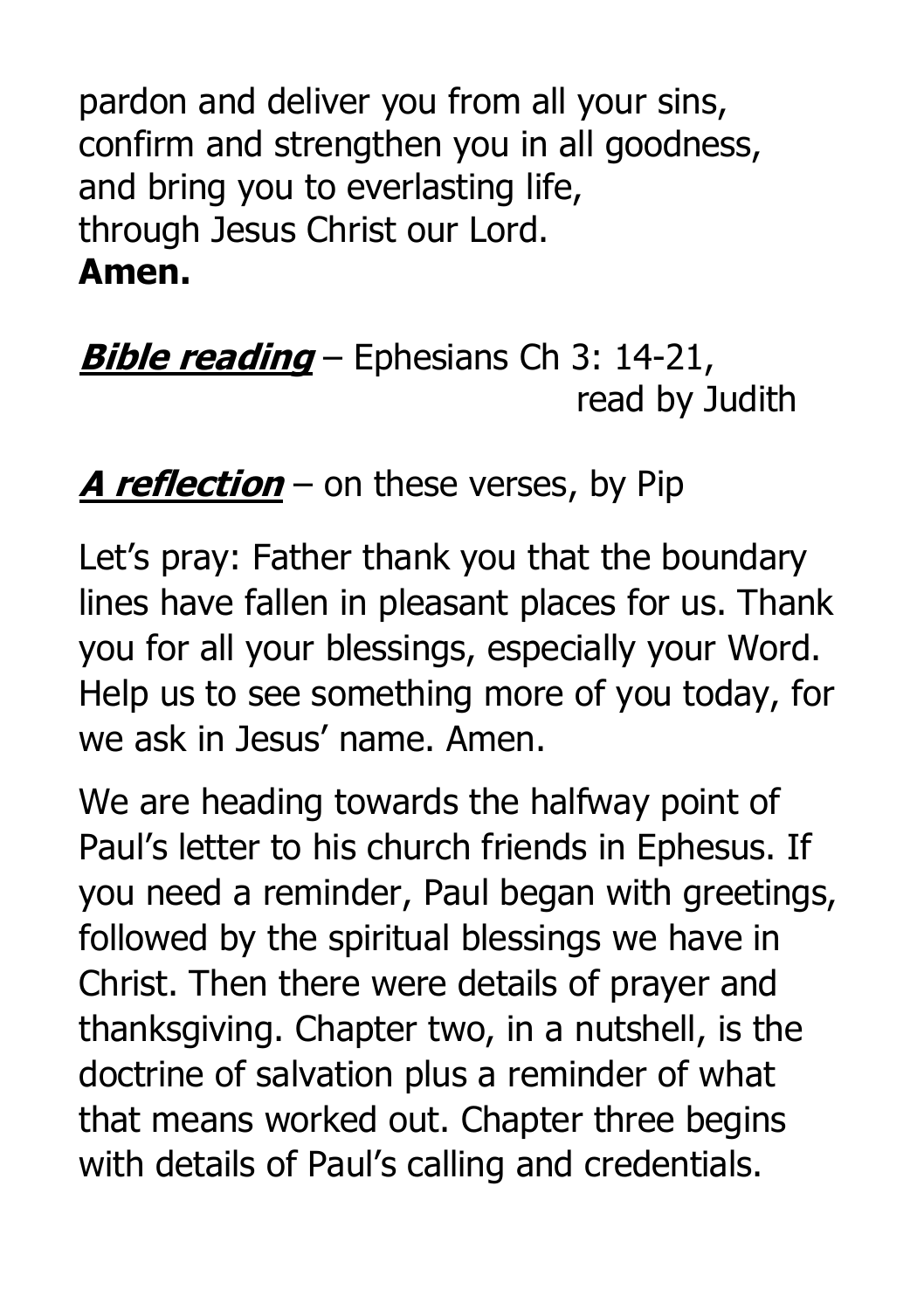pardon and deliver you from all your sins,
confirm and strengthen you in all goodness,
and bring you to everlasting life,
through Jesus Christ our Lord.
**Amen.**

***Bible reading*** – Ephesians Ch 3: 14-21, read by Judith

***A reflection*** – on these verses, by Pip

Let's pray: Father thank you that the boundary lines have fallen in pleasant places for us. Thank you for all your blessings, especially your Word. Help us to see something more of you today, for we ask in Jesus' name. Amen.

We are heading towards the halfway point of Paul's letter to his church friends in Ephesus. If you need a reminder, Paul began with greetings, followed by the spiritual blessings we have in Christ. Then there were details of prayer and thanksgiving. Chapter two, in a nutshell, is the doctrine of salvation plus a reminder of what that means worked out. Chapter three begins with details of Paul's calling and credentials.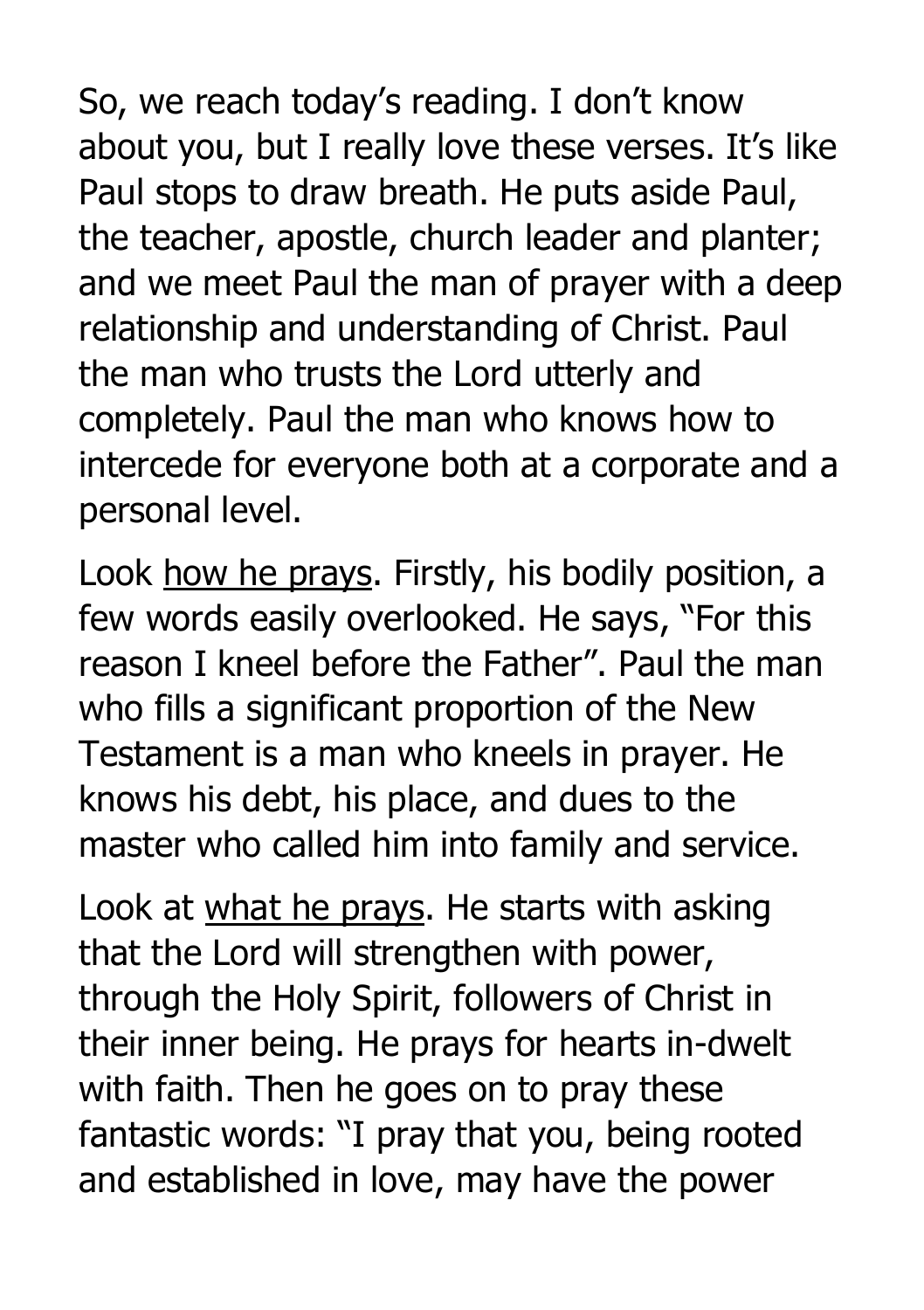So, we reach today's reading. I don't know about you, but I really love these verses. It's like Paul stops to draw breath. He puts aside Paul, the teacher, apostle, church leader and planter; and we meet Paul the man of prayer with a deep relationship and understanding of Christ. Paul the man who trusts the Lord utterly and completely. Paul the man who knows how to intercede for everyone both at a corporate and a personal level.

Look <u>how he prays</u>. Firstly, his bodily position, a few words easily overlooked. He says, "For this reason I kneel before the Father". Paul the man who fills a significant proportion of the New Testament is a man who kneels in prayer. He knows his debt, his place, and dues to the master who called him into family and service.

Look at <u>what he prays</u>. He starts with asking that the Lord will strengthen with power, through the Holy Spirit, followers of Christ in their inner being. He prays for hearts in-dwelt with faith. Then he goes on to pray these fantastic words: "I pray that you, being rooted and established in love, may have the power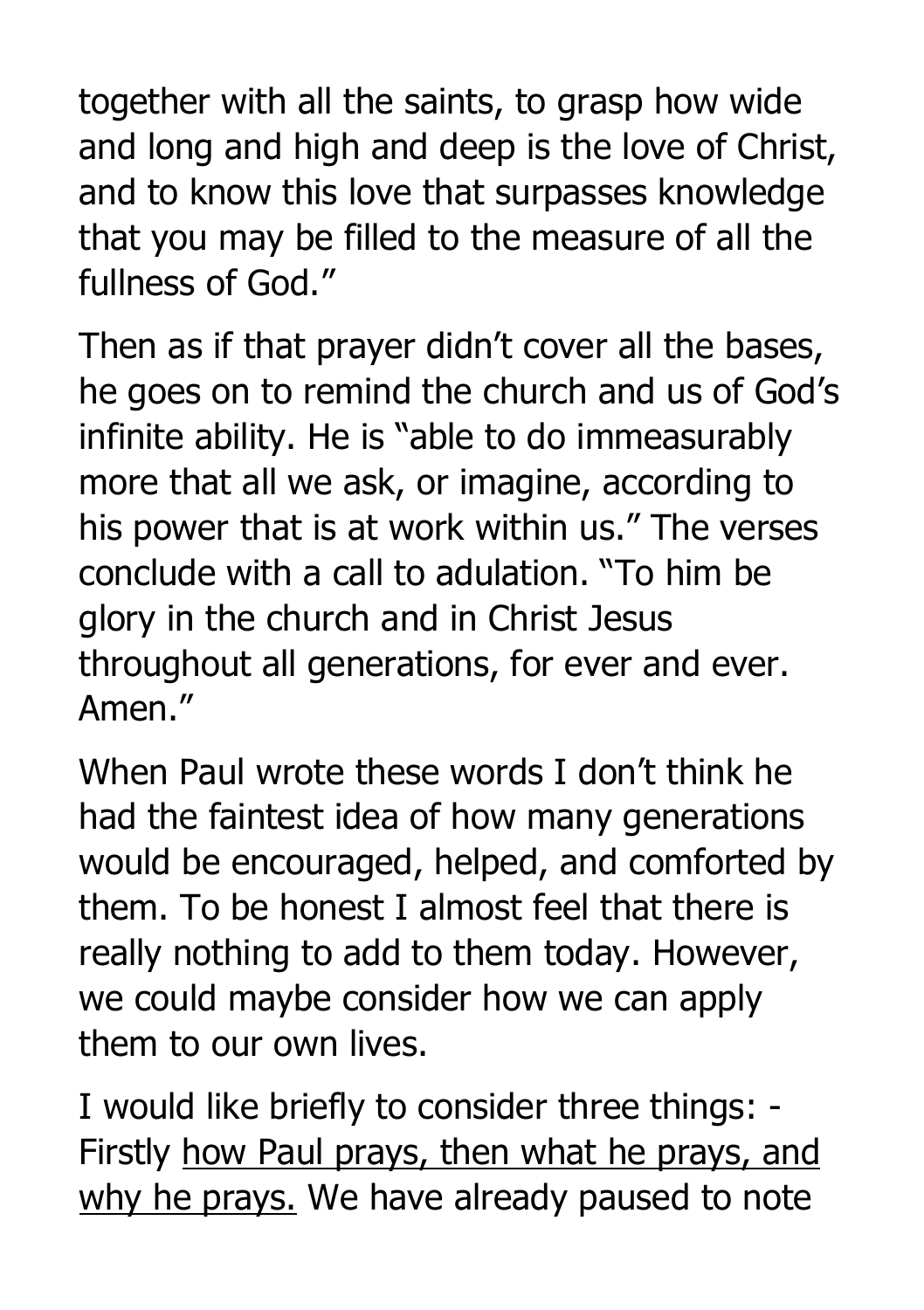together with all the saints, to grasp how wide and long and high and deep is the love of Christ, and to know this love that surpasses knowledge that you may be filled to the measure of all the fullness of God."

Then as if that prayer didn't cover all the bases, he goes on to remind the church and us of God's infinite ability. He is "able to do immeasurably more that all we ask, or imagine, according to his power that is at work within us." The verses conclude with a call to adulation. "To him be glory in the church and in Christ Jesus throughout all generations, for ever and ever. Amen."

When Paul wrote these words I don't think he had the faintest idea of how many generations would be encouraged, helped, and comforted by them. To be honest I almost feel that there is really nothing to add to them today. However, we could maybe consider how we can apply them to our own lives.

I would like briefly to consider three things: - Firstly <u>how Paul prays, then what he prays, and why he prays.</u> We have already paused to note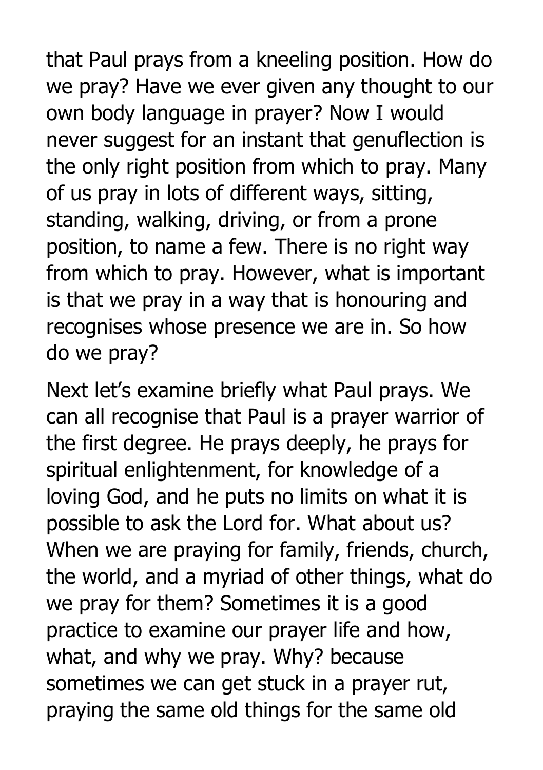that Paul prays from a kneeling position. How do we pray? Have we ever given any thought to our own body language in prayer? Now I would never suggest for an instant that genuflection is the only right position from which to pray. Many of us pray in lots of different ways, sitting, standing, walking, driving, or from a prone position, to name a few. There is no right way from which to pray. However, what is important is that we pray in a way that is honouring and recognises whose presence we are in. So how do we pray?

Next let's examine briefly what Paul prays. We can all recognise that Paul is a prayer warrior of the first degree. He prays deeply, he prays for spiritual enlightenment, for knowledge of a loving God, and he puts no limits on what it is possible to ask the Lord for. What about us? When we are praying for family, friends, church, the world, and a myriad of other things, what do we pray for them? Sometimes it is a good practice to examine our prayer life and how, what, and why we pray. Why? because sometimes we can get stuck in a prayer rut, praying the same old things for the same old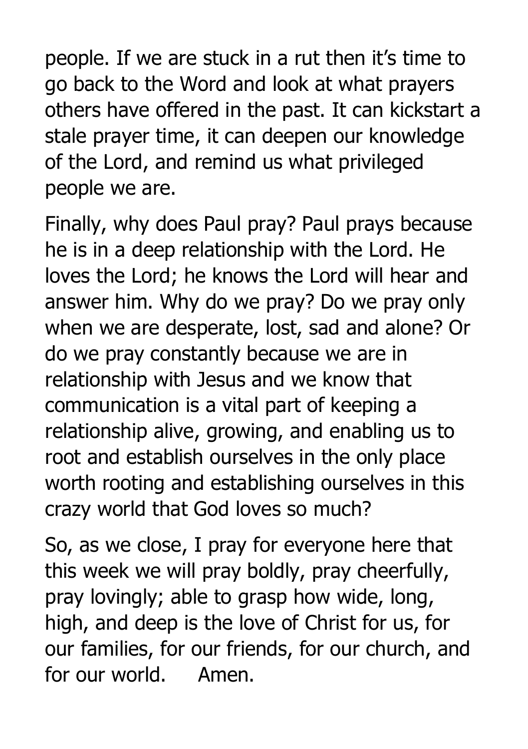people. If we are stuck in a rut then it's time to go back to the Word and look at what prayers others have offered in the past. It can kickstart a stale prayer time, it can deepen our knowledge of the Lord, and remind us what privileged people we are.

Finally, why does Paul pray? Paul prays because he is in a deep relationship with the Lord. He loves the Lord; he knows the Lord will hear and answer him. Why do we pray? Do we pray only when we are desperate, lost, sad and alone? Or do we pray constantly because we are in relationship with Jesus and we know that communication is a vital part of keeping a relationship alive, growing, and enabling us to root and establish ourselves in the only place worth rooting and establishing ourselves in this crazy world that God loves so much?

So, as we close, I pray for everyone here that this week we will pray boldly, pray cheerfully, pray lovingly; able to grasp how wide, long, high, and deep is the love of Christ for us, for our families, for our friends, for our church, and for our world.     Amen.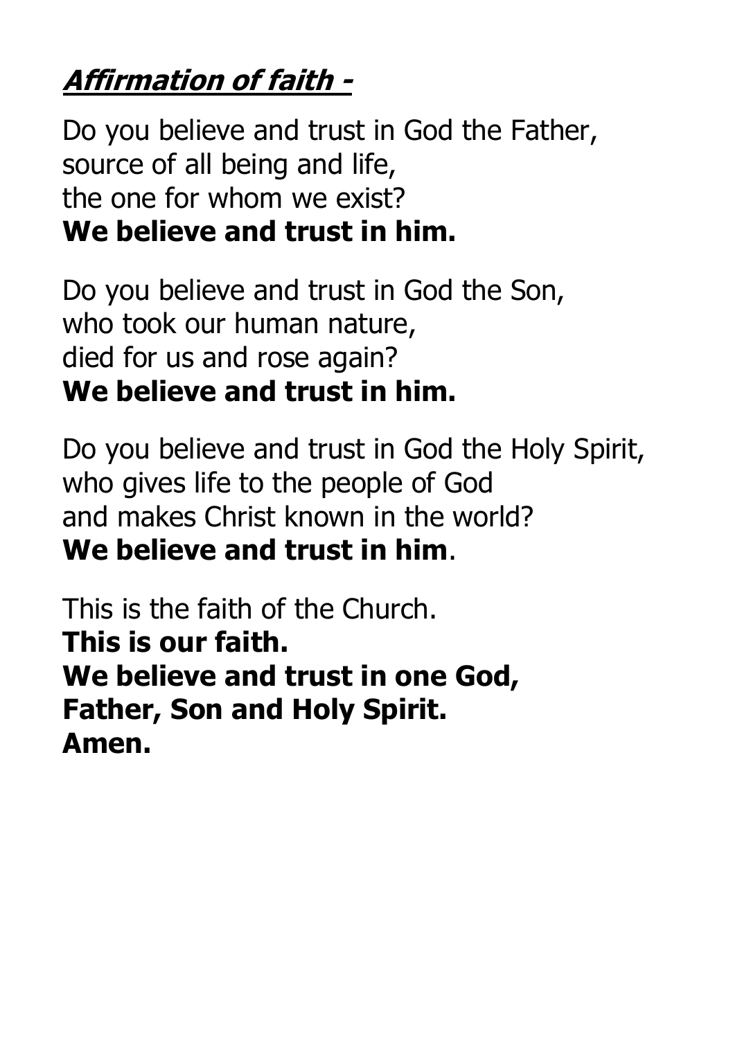## ***Affirmation of faith -***

Do you believe and trust in God the Father,
source of all being and life,
the one for whom we exist?
**We believe and trust in him.**

Do you believe and trust in God the Son,
who took our human nature,
died for us and rose again?
**We believe and trust in him.**

Do you believe and trust in God the Holy Spirit,
who gives life to the people of God
and makes Christ known in the world?
**We believe and trust in him**.

This is the faith of the Church.
**This is our faith.**
**We believe and trust in one God,**
**Father, Son and Holy Spirit.**
**Amen.**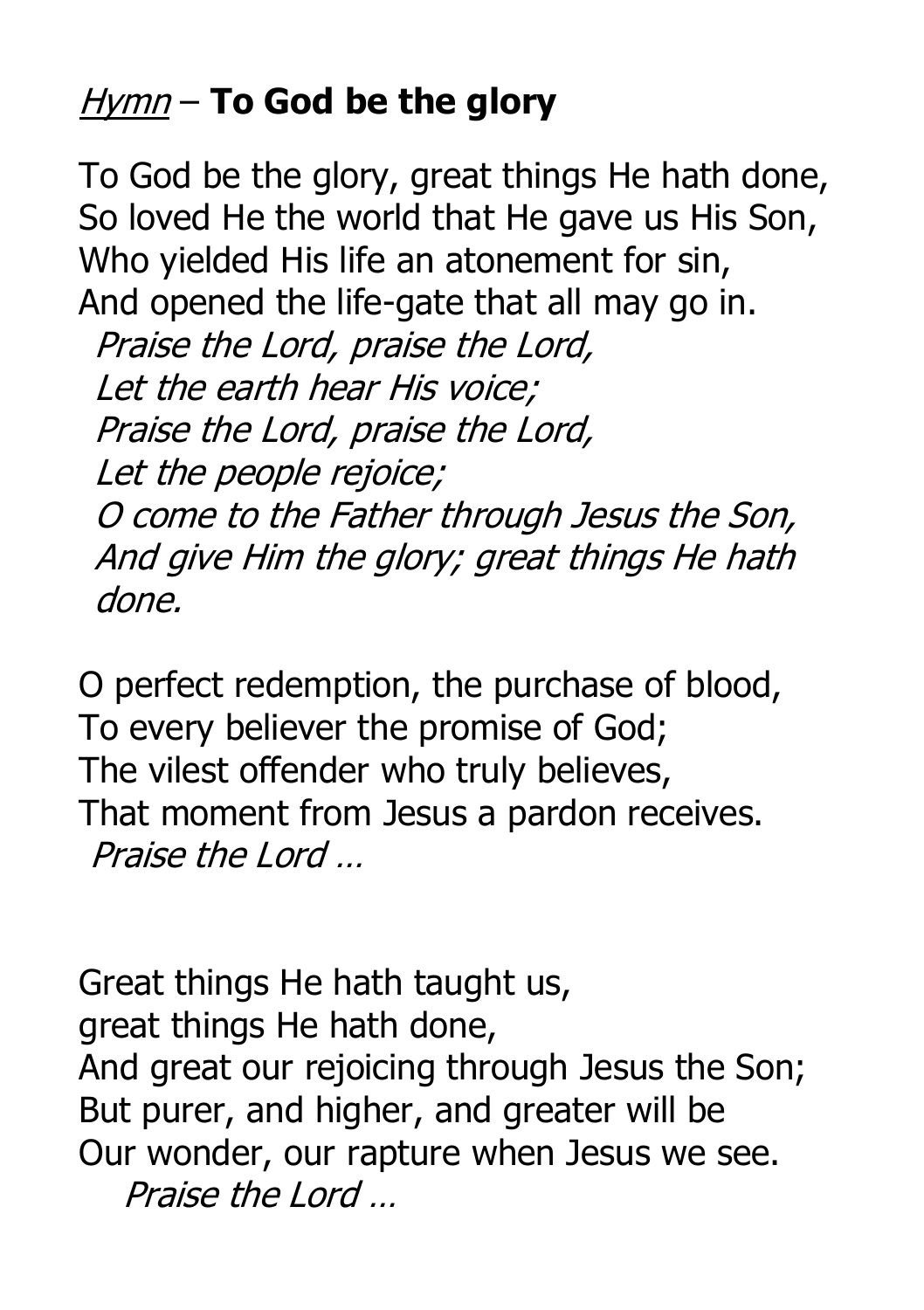## *Hymn* – **To God be the glory**

To God be the glory, great things He hath done,
So loved He the world that He gave us His Son,
Who yielded His life an atonement for sin,
And opened the life-gate that all may go in.
*Praise the Lord, praise the Lord,*
*Let the earth hear His voice;*
*Praise the Lord, praise the Lord,*
*Let the people rejoice;*
*O come to the Father through Jesus the Son,*
*And give Him the glory; great things He hath done.*

O perfect redemption, the purchase of blood,
To every believer the promise of God;
The vilest offender who truly believes,
That moment from Jesus a pardon receives.
*Praise the Lord …*

Great things He hath taught us,
great things He hath done,
And great our rejoicing through Jesus the Son;
But purer, and higher, and greater will be
Our wonder, our rapture when Jesus we see.
*Praise the Lord …*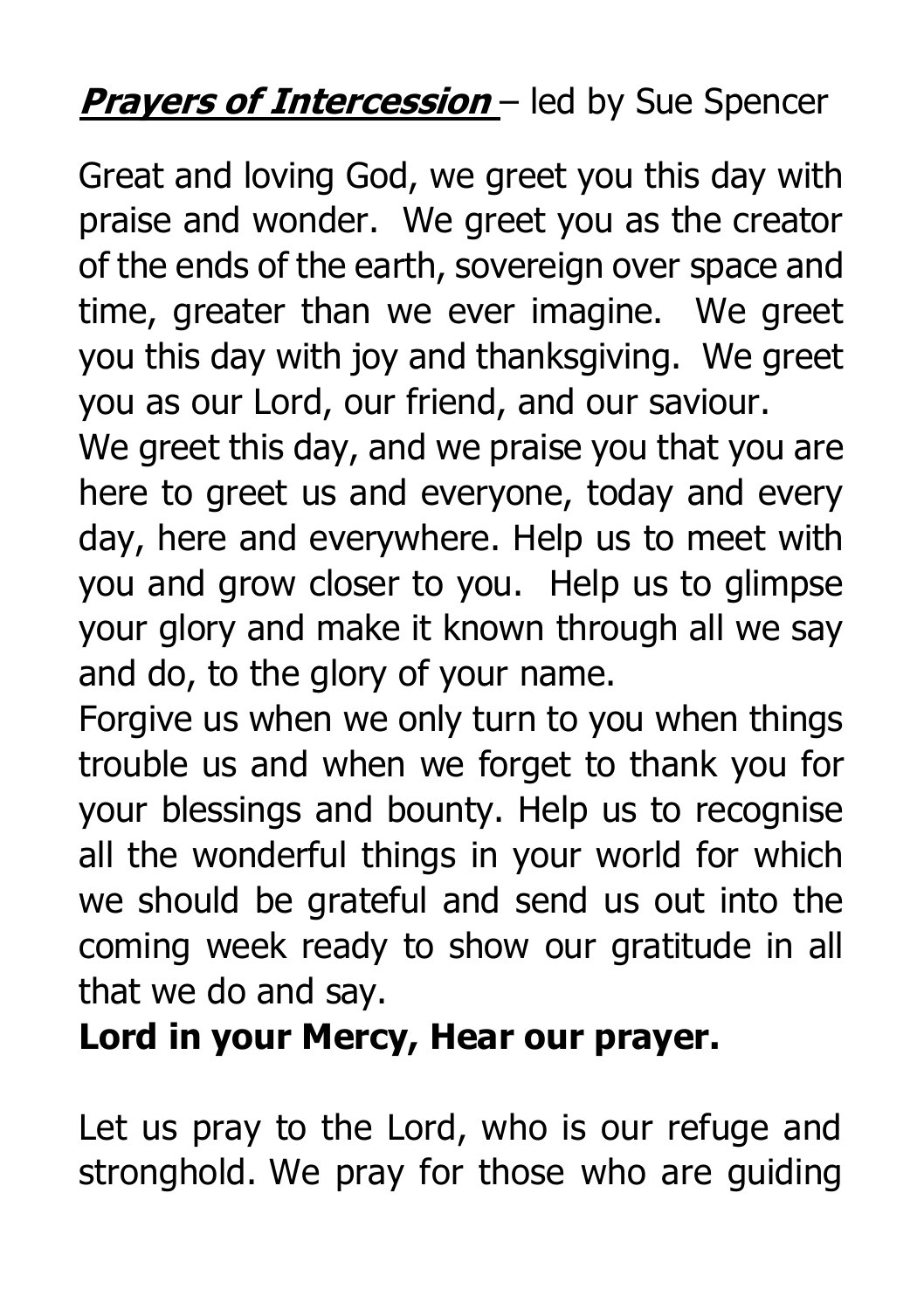***Prayers of Intercession*** – led by Sue Spencer

Great and loving God, we greet you this day with praise and wonder. We greet you as the creator of the ends of the earth, sovereign over space and time, greater than we ever imagine. We greet you this day with joy and thanksgiving. We greet you as our Lord, our friend, and our saviour.
We greet this day, and we praise you that you are here to greet us and everyone, today and every day, here and everywhere. Help us to meet with you and grow closer to you. Help us to glimpse your glory and make it known through all we say and do, to the glory of your name.
Forgive us when we only turn to you when things trouble us and when we forget to thank you for your blessings and bounty. Help us to recognise all the wonderful things in your world for which we should be grateful and send us out into the coming week ready to show our gratitude in all that we do and say.
**Lord in your Mercy, Hear our prayer.**

Let us pray to the Lord, who is our refuge and stronghold. We pray for those who are guiding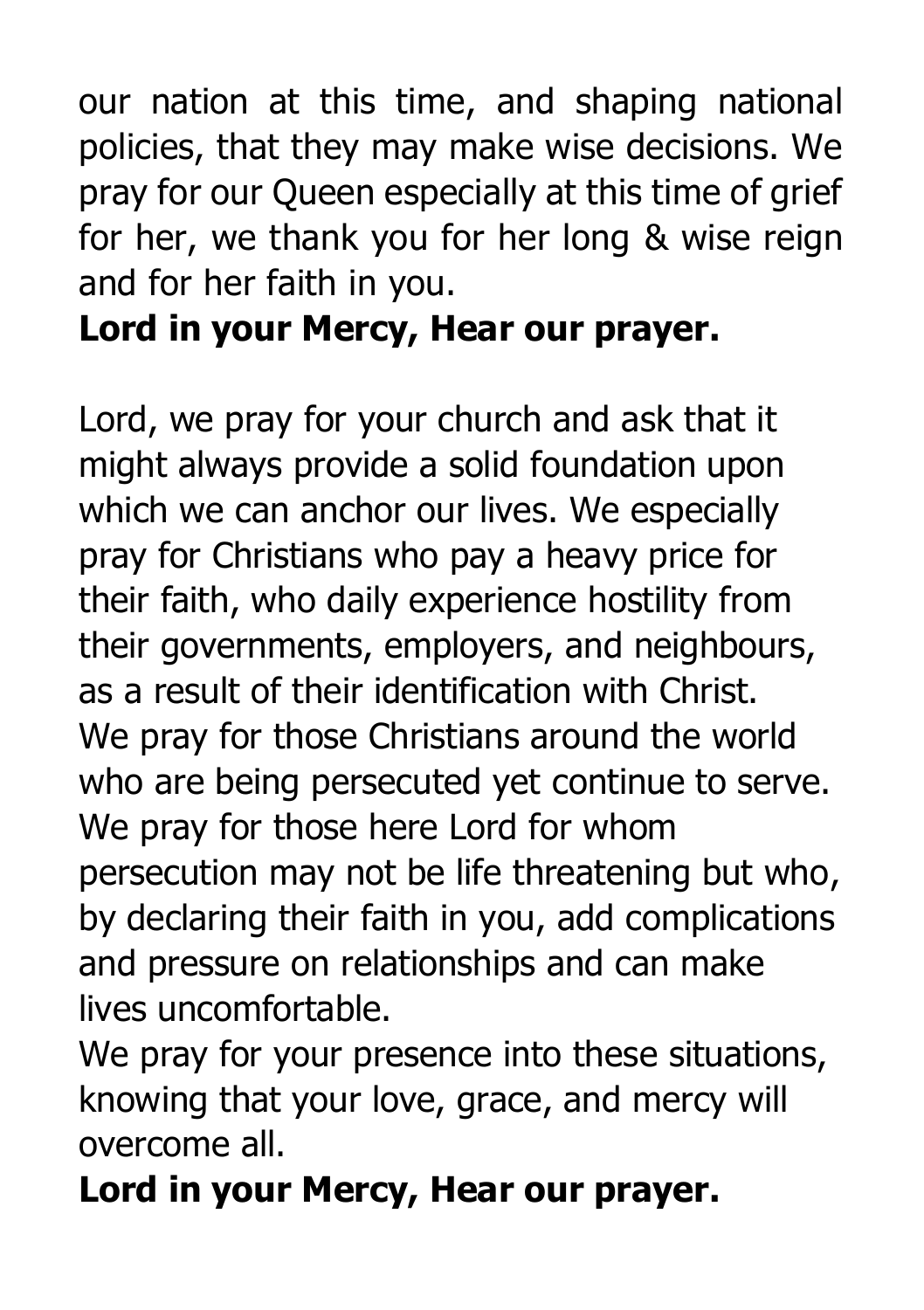our nation at this time, and shaping national policies, that they may make wise decisions. We pray for our Queen especially at this time of grief for her, we thank you for her long & wise reign and for her faith in you.

**Lord in your Mercy, Hear our prayer.**

Lord, we pray for your church and ask that it might always provide a solid foundation upon which we can anchor our lives. We especially pray for Christians who pay a heavy price for their faith, who daily experience hostility from their governments, employers, and neighbours, as a result of their identification with Christ.
We pray for those Christians around the world who are being persecuted yet continue to serve.
We pray for those here Lord for whom persecution may not be life threatening but who, by declaring their faith in you, add complications and pressure on relationships and can make lives uncomfortable.
We pray for your presence into these situations, knowing that your love, grace, and mercy will overcome all.

**Lord in your Mercy, Hear our prayer.**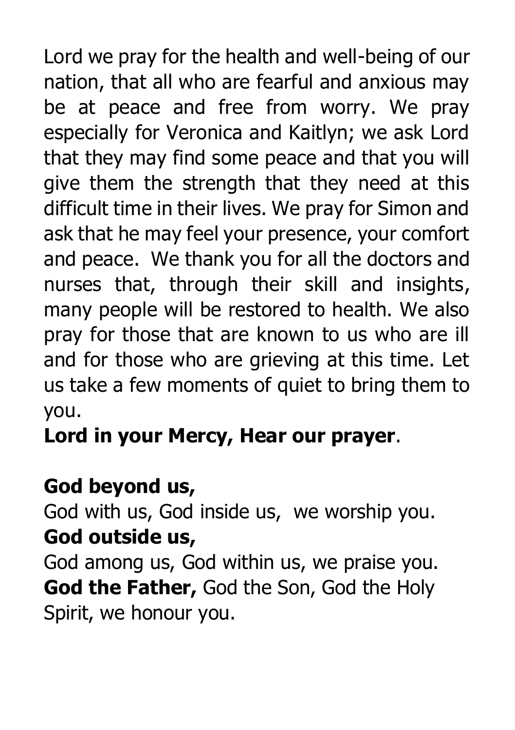Lord we pray for the health and well-being of our nation, that all who are fearful and anxious may be at peace and free from worry. We pray especially for Veronica and Kaitlyn; we ask Lord that they may find some peace and that you will give them the strength that they need at this difficult time in their lives. We pray for Simon and ask that he may feel your presence, your comfort and peace. We thank you for all the doctors and nurses that, through their skill and insights, many people will be restored to health. We also pray for those that are known to us who are ill and for those who are grieving at this time. Let us take a few moments of quiet to bring them to you.

**Lord in your Mercy, Hear our prayer**.

**God beyond us,**
God with us, God inside us, we worship you.
**God outside us,**
God among us, God within us, we praise you.
**God the Father,** God the Son, God the Holy Spirit, we honour you.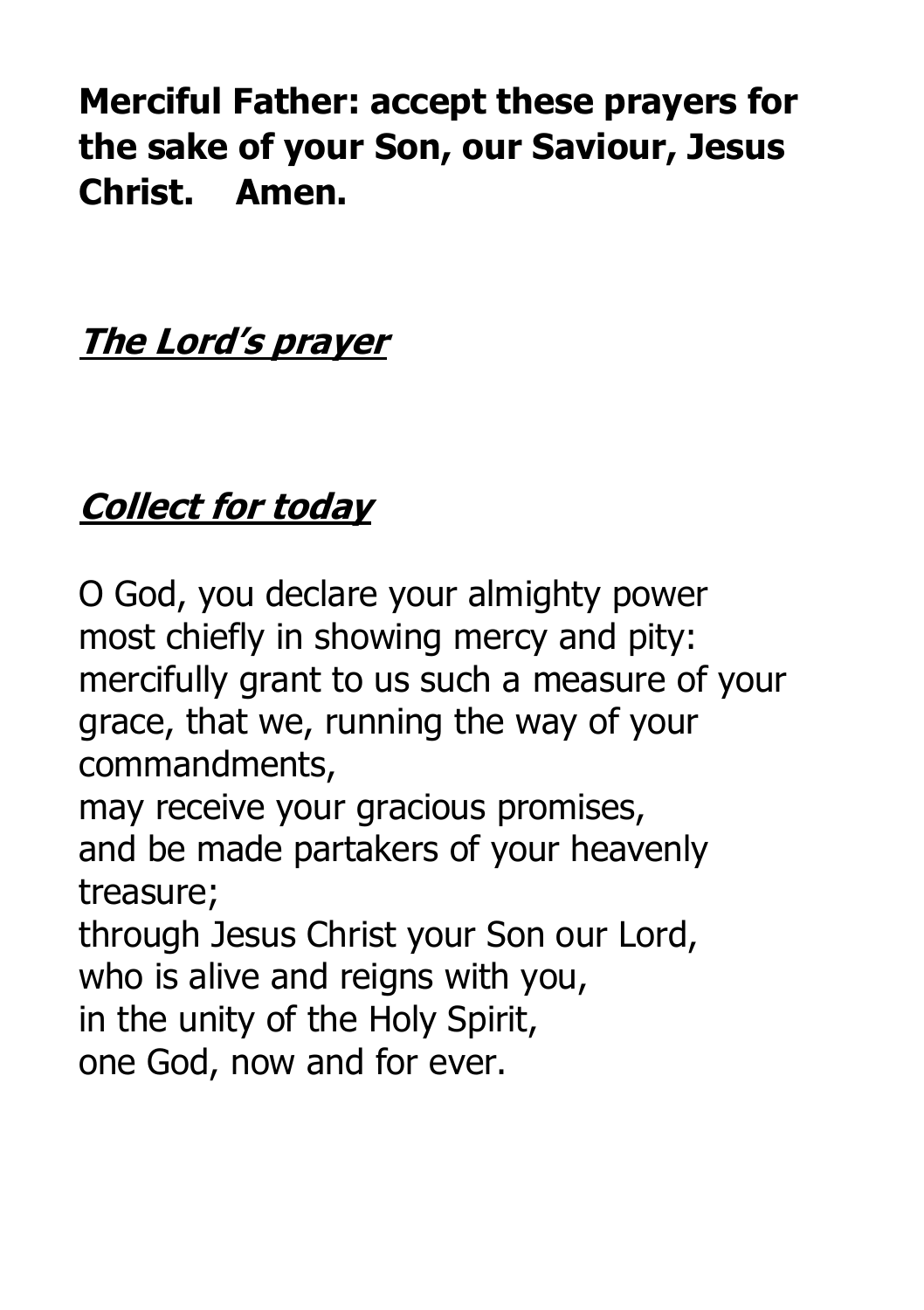**Merciful Father: accept these prayers for the sake of your Son, our Saviour, Jesus Christ.    Amen.**

***The Lord's prayer***

***Collect for today***

O God, you declare your almighty power
most chiefly in showing mercy and pity:
mercifully grant to us such a measure of your grace, that we, running the way of your commandments,
may receive your gracious promises,
and be made partakers of your heavenly treasure;
through Jesus Christ your Son our Lord,
who is alive and reigns with you,
in the unity of the Holy Spirit,
one God, now and for ever.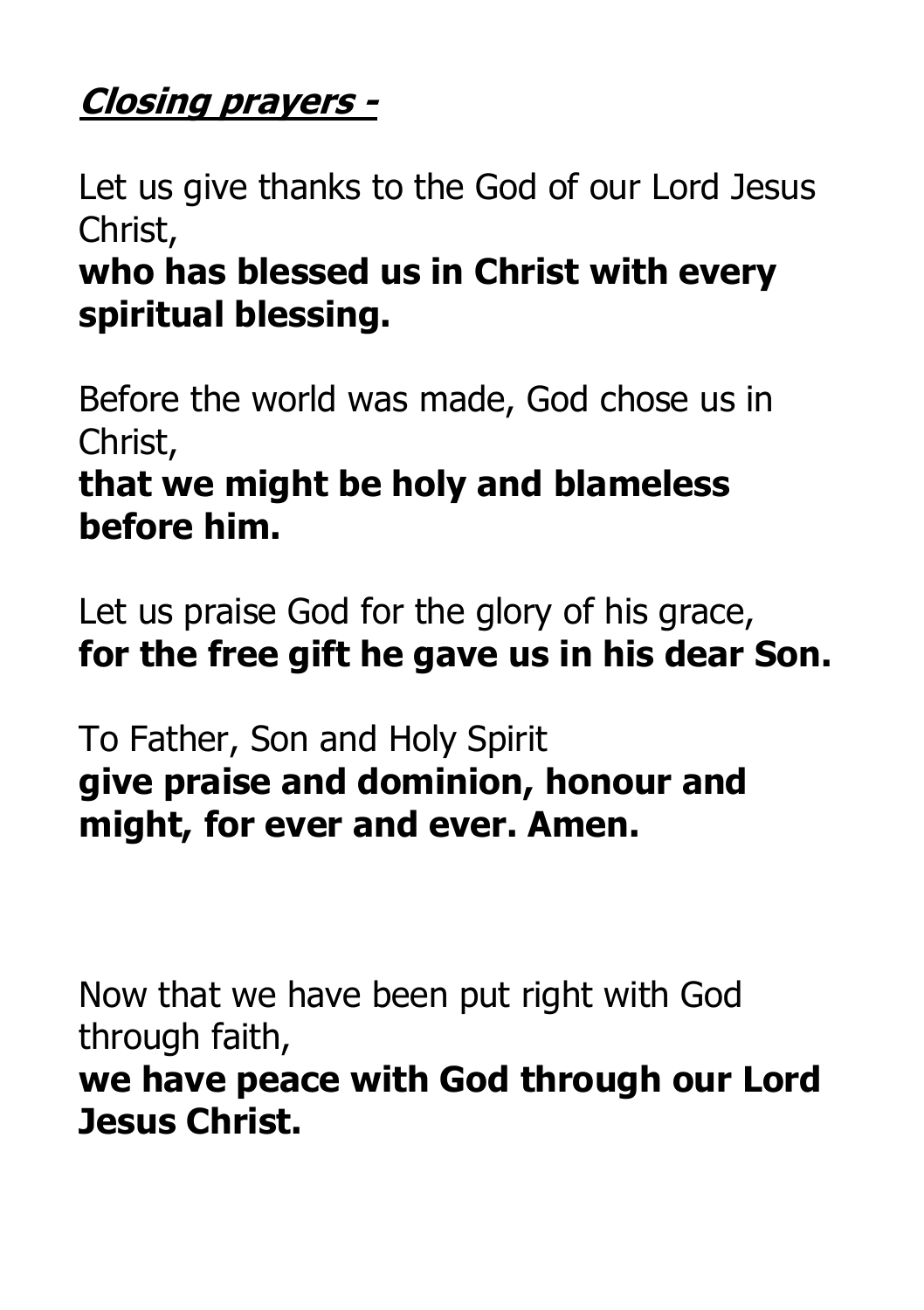***Closing prayers -***

Let us give thanks to the God of our Lord Jesus Christ,
**who has blessed us in Christ with every spiritual blessing.**

Before the world was made, God chose us in Christ,
**that we might be holy and blameless before him.**

Let us praise God for the glory of his grace,
**for the free gift he gave us in his dear Son.**

To Father, Son and Holy Spirit
**give praise and dominion, honour and might, for ever and ever. Amen.**

Now that we have been put right with God through faith,
**we have peace with God through our Lord Jesus Christ.**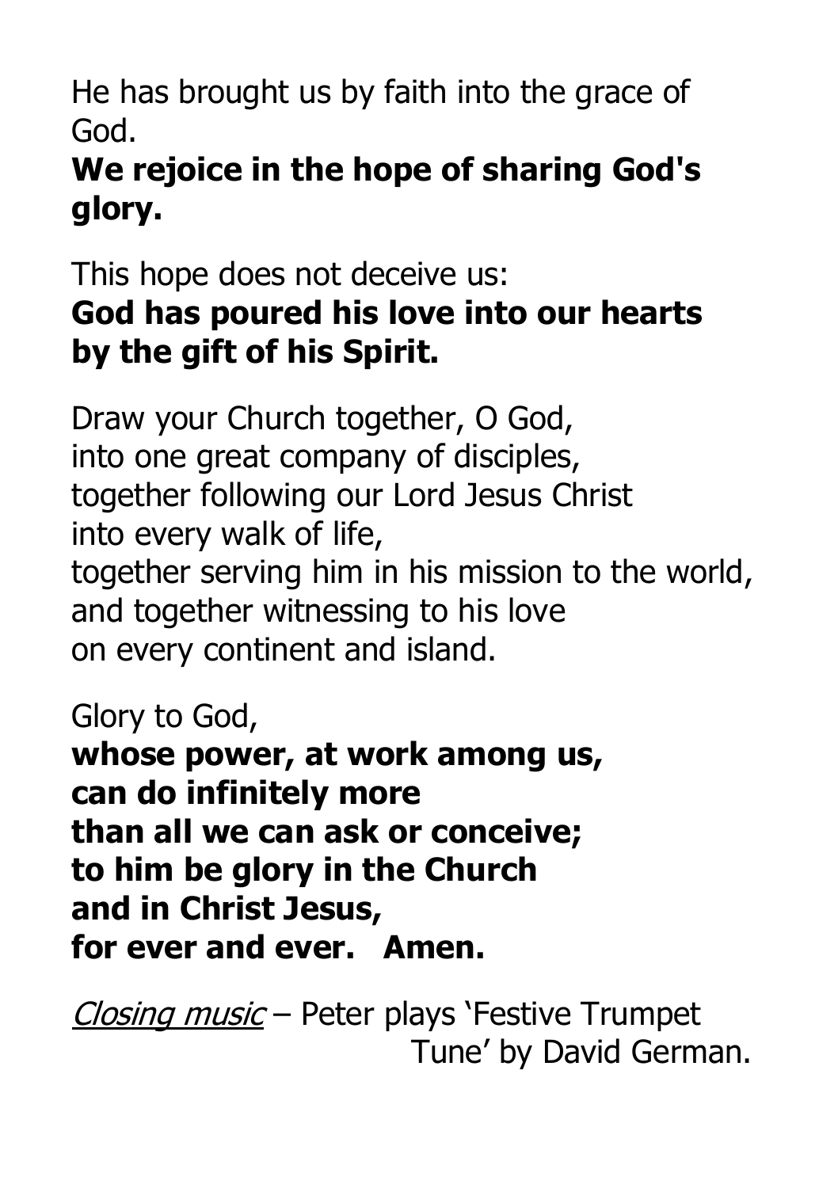He has brought us by faith into the grace of God.

**We rejoice in the hope of sharing God's glory.**

This hope does not deceive us:
**God has poured his love into our hearts by the gift of his Spirit.**

Draw your Church together, O God,
into one great company of disciples,
together following our Lord Jesus Christ
into every walk of life,
together serving him in his mission to the world,
and together witnessing to his love
on every continent and island.

Glory to God,
**whose power, at work among us,**
**can do infinitely more**
**than all we can ask or conceive;**
**to him be glory in the Church**
**and in Christ Jesus,**
**for ever and ever. Amen.**

*Closing music* – Peter plays 'Festive Trumpet Tune' by David German.